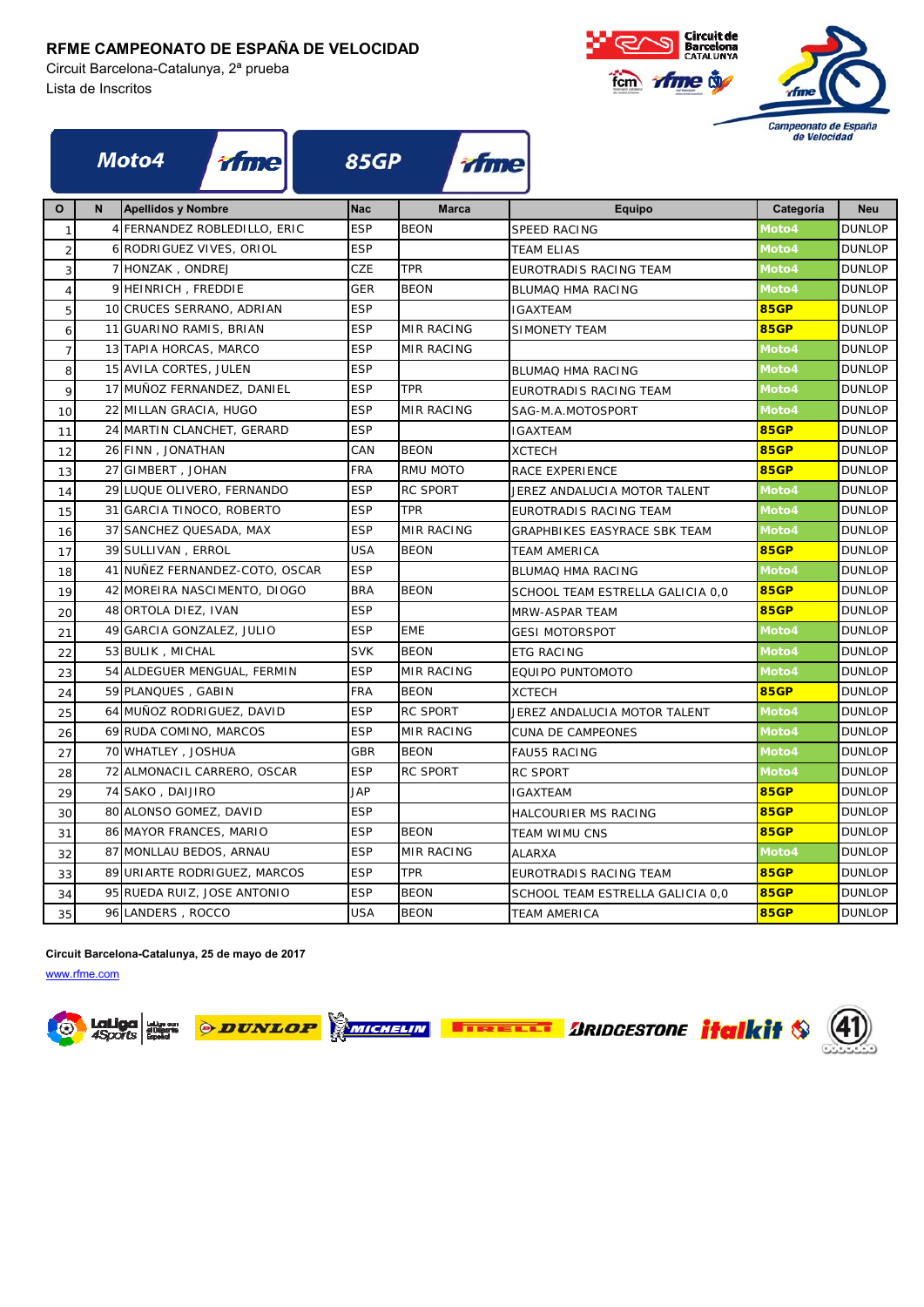# RFME CAMPEONATO DE ESPAÑA DE VELOCIDAD

Circuit Barcelona-Catalunya, 2ª prueba

Lista de Inscritos

Moto4 | 85GP

| O | N | Apellidos y Nombre | Nac | Marca | Equipo | Categoría | Neu |
|---|---|---|---|---|---|---|---|
| 1 | 4 | FERNANDEZ ROBLEDILLO, ERIC | ESP | BEON | SPEED RACING | Moto4 | DUNLOP |
| 2 | 6 | RODRIGUEZ VIVES, ORIOL | ESP | | TEAM ELIAS | Moto4 | DUNLOP |
| 3 | 7 | HONZAK , ONDREJ | CZE | TPR | EUROTRADIS RACING TEAM | Moto4 | DUNLOP |
| 4 | 9 | HEINRICH , FREDDIE | GER | BEON | BLUMAQ HMA RACING | Moto4 | DUNLOP |
| 5 | 10 | CRUCES SERRANO, ADRIAN | ESP | | IGAXTEAM | 85GP | DUNLOP |
| 6 | 11 | GUARINO RAMIS, BRIAN | ESP | MIR RACING | SIMONETY TEAM | 85GP | DUNLOP |
| 7 | 13 | TAPIA HORCAS, MARCO | ESP | MIR RACING | | Moto4 | DUNLOP |
| 8 | 15 | AVILA CORTES, JULEN | ESP | | BLUMAQ HMA RACING | Moto4 | DUNLOP |
| 9 | 17 | MUÑOZ FERNANDEZ, DANIEL | ESP | TPR | EUROTRADIS RACING TEAM | Moto4 | DUNLOP |
| 10 | 22 | MILLAN GRACIA, HUGO | ESP | MIR RACING | SAG-M.A.MOTOSPORT | Moto4 | DUNLOP |
| 11 | 24 | MARTIN CLANCHET, GERARD | ESP | | IGAXTEAM | 85GP | DUNLOP |
| 12 | 26 | FINN , JONATHAN | CAN | BEON | XCTECH | 85GP | DUNLOP |
| 13 | 27 | GIMBERT , JOHAN | FRA | RMU MOTO | RACE EXPERIENCE | 85GP | DUNLOP |
| 14 | 29 | LUQUE OLIVERO, FERNANDO | ESP | RC SPORT | JEREZ ANDALUCIA MOTOR TALENT | Moto4 | DUNLOP |
| 15 | 31 | GARCIA TINOCO, ROBERTO | ESP | TPR | EUROTRADIS RACING TEAM | Moto4 | DUNLOP |
| 16 | 37 | SANCHEZ QUESADA, MAX | ESP | MIR RACING | GRAPHBIKES EASYRACE SBK TEAM | Moto4 | DUNLOP |
| 17 | 39 | SULLIVAN , ERROL | USA | BEON | TEAM AMERICA | 85GP | DUNLOP |
| 18 | 41 | NUÑEZ FERNANDEZ-COTO, OSCAR | ESP | | BLUMAQ HMA RACING | Moto4 | DUNLOP |
| 19 | 42 | MOREIRA NASCIMENTO, DIOGO | BRA | BEON | SCHOOL TEAM ESTRELLA GALICIA 0,0 | 85GP | DUNLOP |
| 20 | 48 | ORTOLA DIEZ, IVAN | ESP | | MRW-ASPAR TEAM | 85GP | DUNLOP |
| 21 | 49 | GARCIA GONZALEZ, JULIO | ESP | EME | GESI MOTORSPOT | Moto4 | DUNLOP |
| 22 | 53 | BULIK , MICHAL | SVK | BEON | ETG RACING | Moto4 | DUNLOP |
| 23 | 54 | ALDEGUER MENGUAL, FERMIN | ESP | MIR RACING | EQUIPO PUNTOMOTO | Moto4 | DUNLOP |
| 24 | 59 | PLANQUES , GABIN | FRA | BEON | XCTECH | 85GP | DUNLOP |
| 25 | 64 | MUÑOZ RODRIGUEZ, DAVID | ESP | RC SPORT | JEREZ ANDALUCIA MOTOR TALENT | Moto4 | DUNLOP |
| 26 | 69 | RUDA COMINO, MARCOS | ESP | MIR RACING | CUNA DE CAMPEONES | Moto4 | DUNLOP |
| 27 | 70 | WHATLEY , JOSHUA | GBR | BEON | FAU55 RACING | Moto4 | DUNLOP |
| 28 | 72 | ALMONACIL CARRERO, OSCAR | ESP | RC SPORT | RC SPORT | Moto4 | DUNLOP |
| 29 | 74 | SAKO , DAIJIRO | JAP | | IGAXTEAM | 85GP | DUNLOP |
| 30 | 80 | ALONSO GOMEZ, DAVID | ESP | | HALCOURIER MS RACING | 85GP | DUNLOP |
| 31 | 86 | MAYOR FRANCES, MARIO | ESP | BEON | TEAM WIMU CNS | 85GP | DUNLOP |
| 32 | 87 | MONLLAU BEDOS, ARNAU | ESP | MIR RACING | ALARXA | Moto4 | DUNLOP |
| 33 | 89 | URIARTE RODRIGUEZ, MARCOS | ESP | TPR | EUROTRADIS RACING TEAM | 85GP | DUNLOP |
| 34 | 95 | RUEDA RUIZ, JOSE ANTONIO | ESP | BEON | SCHOOL TEAM ESTRELLA GALICIA 0,0 | 85GP | DUNLOP |
| 35 | 96 | LANDERS , ROCCO | USA | BEON | TEAM AMERICA | 85GP | DUNLOP |

**Circuit Barcelona-Catalunya, 25 de mayo de 2017**

www.rfme.com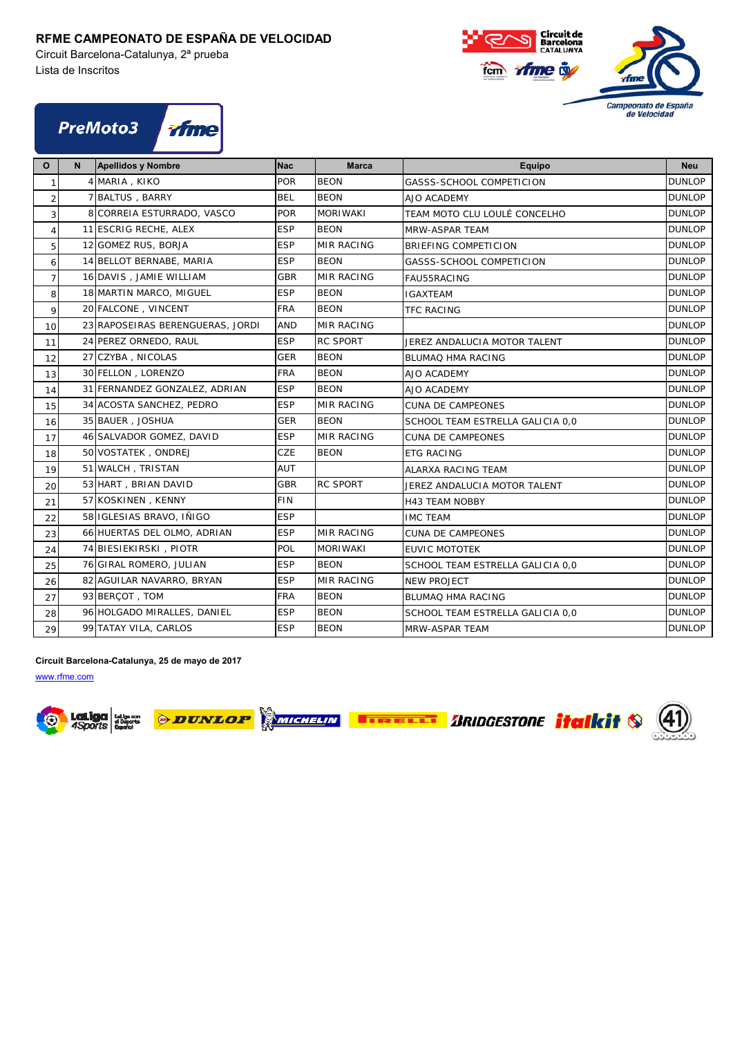**RFME CAMPEONATO DE ESPAÑA DE VELOCIDAD**

Circuit Barcelona-Catalunya, 2ª prueba

Lista de Inscritos

## PreMoto3

| O | N | Apellidos y Nombre | Nac | Marca | Equipo | Neu |
|---|---|---|---|---|---|---|
| 1 | 4 | MARIA , KIKO | POR | BEON | GASSS-SCHOOL COMPETICION | DUNLOP |
| 2 | 7 | BALTUS , BARRY | BEL | BEON | AJO ACADEMY | DUNLOP |
| 3 | 8 | CORREIA ESTURRADO, VASCO | POR | MORIWAKI | TEAM MOTO CLU LOULÉ CONCELHO | DUNLOP |
| 4 | 11 | ESCRIG RECHE, ALEX | ESP | BEON | MRW-ASPAR TEAM | DUNLOP |
| 5 | 12 | GOMEZ RUS, BORJA | ESP | MIR RACING | BRIEFING COMPETICION | DUNLOP |
| 6 | 14 | BELLOT BERNABE, MARIA | ESP | BEON | GASSS-SCHOOL COMPETICION | DUNLOP |
| 7 | 16 | DAVIS , JAMIE WILLIAM | GBR | MIR RACING | FAU55RACING | DUNLOP |
| 8 | 18 | MARTIN MARCO, MIGUEL | ESP | BEON | IGAXTEAM | DUNLOP |
| 9 | 20 | FALCONE , VINCENT | FRA | BEON | TFC RACING | DUNLOP |
| 10 | 23 | RAPOSEIRAS BERENGUERAS, JORDI | AND | MIR RACING | | DUNLOP |
| 11 | 24 | PEREZ ORNEDO, RAUL | ESP | RC SPORT | JEREZ ANDALUCIA MOTOR TALENT | DUNLOP |
| 12 | 27 | CZYBA , NICOLAS | GER | BEON | BLUMAQ HMA RACING | DUNLOP |
| 13 | 30 | FELLON , LORENZO | FRA | BEON | AJO ACADEMY | DUNLOP |
| 14 | 31 | FERNANDEZ GONZALEZ, ADRIAN | ESP | BEON | AJO ACADEMY | DUNLOP |
| 15 | 34 | ACOSTA SANCHEZ, PEDRO | ESP | MIR RACING | CUNA DE CAMPEONES | DUNLOP |
| 16 | 35 | BAUER , JOSHUA | GER | BEON | SCHOOL TEAM ESTRELLA GALICIA 0,0 | DUNLOP |
| 17 | 46 | SALVADOR GOMEZ, DAVID | ESP | MIR RACING | CUNA DE CAMPEONES | DUNLOP |
| 18 | 50 | VOSTATEK , ONDREJ | CZE | BEON | ETG RACING | DUNLOP |
| 19 | 51 | WALCH , TRISTAN | AUT | | ALARXA RACING TEAM | DUNLOP |
| 20 | 53 | HART , BRIAN DAVID | GBR | RC SPORT | JEREZ ANDALUCIA MOTOR TALENT | DUNLOP |
| 21 | 57 | KOSKINEN , KENNY | FIN | | H43 TEAM NOBBY | DUNLOP |
| 22 | 58 | IGLESIAS BRAVO, IÑIGO | ESP | | IMC TEAM | DUNLOP |
| 23 | 66 | HUERTAS DEL OLMO, ADRIAN | ESP | MIR RACING | CUNA DE CAMPEONES | DUNLOP |
| 24 | 74 | BIESIEKIRSKI , PIOTR | POL | MORIWAKI | EUVIC MOTOTEK | DUNLOP |
| 25 | 76 | GIRAL ROMERO, JULIAN | ESP | BEON | SCHOOL TEAM ESTRELLA GALICIA 0,0 | DUNLOP |
| 26 | 82 | AGUILAR NAVARRO, BRYAN | ESP | MIR RACING | NEW PROJECT | DUNLOP |
| 27 | 93 | BERÇOT , TOM | FRA | BEON | BLUMAQ HMA RACING | DUNLOP |
| 28 | 96 | HOLGADO MIRALLES, DANIEL | ESP | BEON | SCHOOL TEAM ESTRELLA GALICIA 0,0 | DUNLOP |
| 29 | 99 | TATAY VILA, CARLOS | ESP | BEON | MRW-ASPAR TEAM | DUNLOP |

**Circuit Barcelona-Catalunya, 25 de mayo de 2017**

www.rfme.com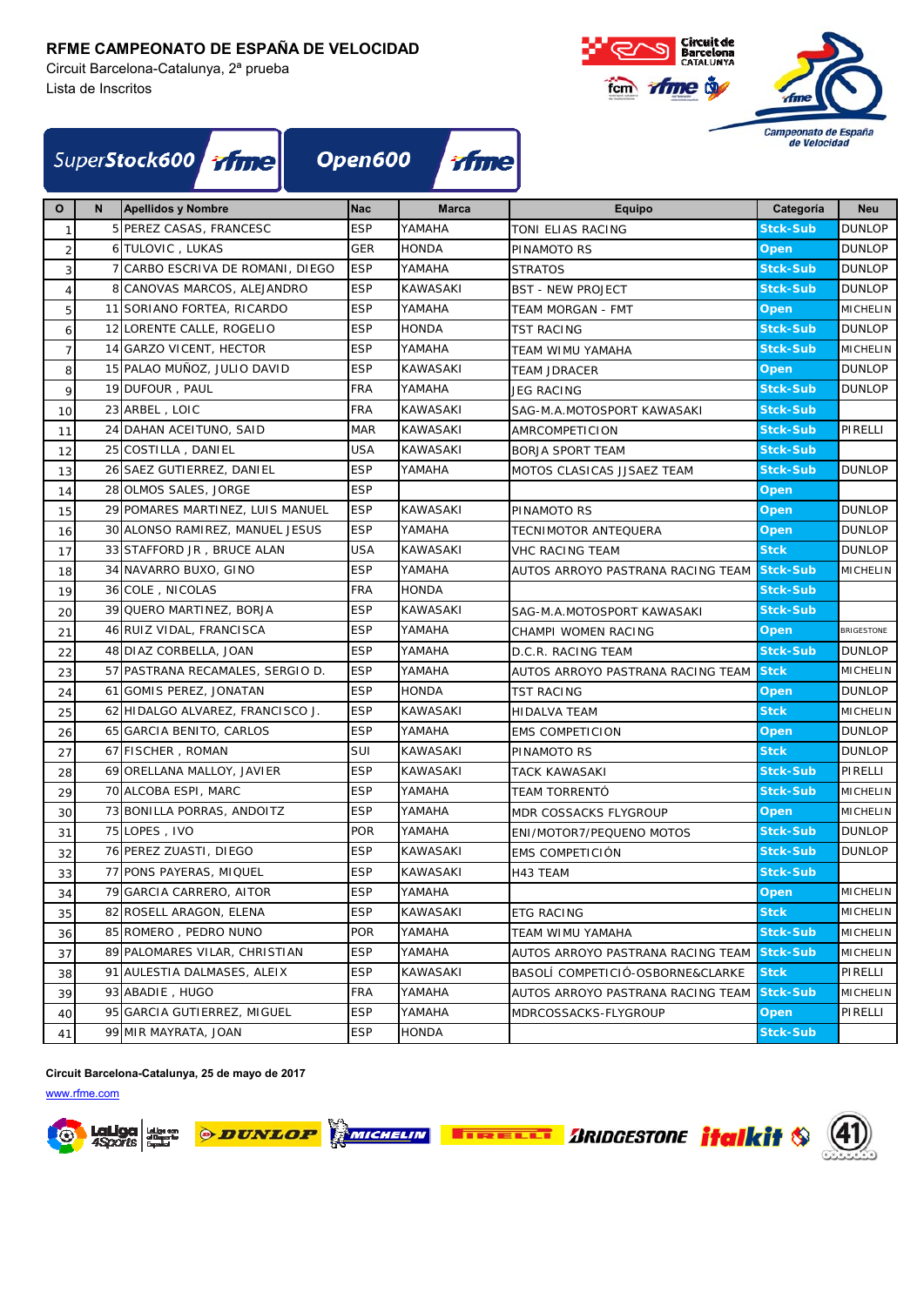**RFME CAMPEONATO DE ESPAÑA DE VELOCIDAD**

Circuit Barcelona-Catalunya, 2ª prueba

Lista de Inscritos

SuperStock600 Open600

| O | N | Apellidos y Nombre | Nac | Marca | Equipo | Categoría | Neu |
|---|---|---|---|---|---|---|---|
| 1 | 5 | PEREZ CASAS, FRANCESC | ESP | YAMAHA | TONI ELIAS RACING | Stck-Sub | DUNLOP |
| 2 | 6 | TULOVIC , LUKAS | GER | HONDA | PINAMOTO RS | Open | DUNLOP |
| 3 | 7 | CARBO ESCRIVA DE ROMANI, DIEGO | ESP | YAMAHA | STRATOS | Stck-Sub | DUNLOP |
| 4 | 8 | CANOVAS MARCOS, ALEJANDRO | ESP | KAWASAKI | BST - NEW PROJECT | Stck-Sub | DUNLOP |
| 5 | 11 | SORIANO FORTEA, RICARDO | ESP | YAMAHA | TEAM MORGAN - FMT | Open | MICHELIN |
| 6 | 12 | LORENTE CALLE, ROGELIO | ESP | HONDA | TST RACING | Stck-Sub | DUNLOP |
| 7 | 14 | GARZO VICENT, HECTOR | ESP | YAMAHA | TEAM WIMU YAMAHA | Stck-Sub | MICHELIN |
| 8 | 15 | PALAO MUÑOZ, JULIO DAVID | ESP | KAWASAKI | TEAM JDRACER | Open | DUNLOP |
| 9 | 19 | DUFOUR , PAUL | FRA | YAMAHA | JEG RACING | Stck-Sub | DUNLOP |
| 10 | 23 | ARBEL , LOIC | FRA | KAWASAKI | SAG-M.A.MOTOSPORT KAWASAKI | Stck-Sub | |
| 11 | 24 | DAHAN ACEITUNO, SAID | MAR | KAWASAKI | AMRCOMPETICION | Stck-Sub | PIRELLI |
| 12 | 25 | COSTILLA , DANIEL | USA | KAWASAKI | BORJA SPORT TEAM | Stck-Sub | |
| 13 | 26 | SAEZ GUTIERREZ, DANIEL | ESP | YAMAHA | MOTOS CLASICAS JJSAEZ TEAM | Stck-Sub | DUNLOP |
| 14 | 28 | OLMOS SALES, JORGE | ESP | | | Open | |
| 15 | 29 | POMARES MARTINEZ, LUIS MANUEL | ESP | KAWASAKI | PINAMOTO RS | Open | DUNLOP |
| 16 | 30 | ALONSO RAMIREZ, MANUEL JESUS | ESP | YAMAHA | TECNIMOTOR ANTEQUERA | Open | DUNLOP |
| 17 | 33 | STAFFORD JR , BRUCE ALAN | USA | KAWASAKI | VHC RACING TEAM | Stck | DUNLOP |
| 18 | 34 | NAVARRO BUXO, GINO | ESP | YAMAHA | AUTOS ARROYO PASTRANA RACING TEAM | Stck-Sub | MICHELIN |
| 19 | 36 | COLE , NICOLAS | FRA | HONDA | | Stck-Sub | |
| 20 | 39 | QUERO MARTINEZ, BORJA | ESP | KAWASAKI | SAG-M.A.MOTOSPORT KAWASAKI | Stck-Sub | |
| 21 | 46 | RUIZ VIDAL, FRANCISCA | ESP | YAMAHA | CHAMPI WOMEN RACING | Open | BRIGESTONE |
| 22 | 48 | DIAZ CORBELLA, JOAN | ESP | YAMAHA | D.C.R. RACING TEAM | Stck-Sub | DUNLOP |
| 23 | 57 | PASTRANA RECAMALES, SERGIO D. | ESP | YAMAHA | AUTOS ARROYO PASTRANA RACING TEAM | Stck | MICHELIN |
| 24 | 61 | GOMIS PEREZ, JONATAN | ESP | HONDA | TST RACING | Open | DUNLOP |
| 25 | 62 | HIDALGO ALVAREZ, FRANCISCO J. | ESP | KAWASAKI | HIDALVA TEAM | Stck | MICHELIN |
| 26 | 65 | GARCIA BENITO, CARLOS | ESP | YAMAHA | EMS COMPETICION | Open | DUNLOP |
| 27 | 67 | FISCHER , ROMAN | SUI | KAWASAKI | PINAMOTO RS | Stck | DUNLOP |
| 28 | 69 | ORELLANA MALLOY, JAVIER | ESP | KAWASAKI | TACK KAWASAKI | Stck-Sub | PIRELLI |
| 29 | 70 | ALCOBA ESPI, MARC | ESP | YAMAHA | TEAM TORRENTÓ | Stck-Sub | MICHELIN |
| 30 | 73 | BONILLA PORRAS, ANDOITZ | ESP | YAMAHA | MDR COSSACKS FLYGROUP | Open | MICHELIN |
| 31 | 75 | LOPES , IVO | POR | YAMAHA | ENI/MOTOR7/PEQUENO MOTOS | Stck-Sub | DUNLOP |
| 32 | 76 | PEREZ ZUASTI, DIEGO | ESP | KAWASAKI | EMS COMPETICIÓN | Stck-Sub | DUNLOP |
| 33 | 77 | PONS PAYERAS, MIQUEL | ESP | KAWASAKI | H43 TEAM | Stck-Sub | |
| 34 | 79 | GARCIA CARRERO, AITOR | ESP | YAMAHA | | Open | MICHELIN |
| 35 | 82 | ROSELL ARAGON, ELENA | ESP | KAWASAKI | ETG RACING | Stck | MICHELIN |
| 36 | 85 | ROMERO , PEDRO NUNO | POR | YAMAHA | TEAM WIMU YAMAHA | Stck-Sub | MICHELIN |
| 37 | 89 | PALOMARES VILAR, CHRISTIAN | ESP | YAMAHA | AUTOS ARROYO PASTRANA RACING TEAM | Stck-Sub | MICHELIN |
| 38 | 91 | AULESTIA DALMASES, ALEIX | ESP | KAWASAKI | BASOLÍ COMPETICIÓ-OSBORNE&CLARKE | Stck | PIRELLI |
| 39 | 93 | ABADIE , HUGO | FRA | YAMAHA | AUTOS ARROYO PASTRANA RACING TEAM | Stck-Sub | MICHELIN |
| 40 | 95 | GARCIA GUTIERREZ, MIGUEL | ESP | YAMAHA | MDRCOSSACKS-FLYGROUP | Open | PIRELLI |
| 41 | 99 | MIR MAYRATA, JOAN | ESP | HONDA | | Stck-Sub | |

**Circuit Barcelona-Catalunya, 25 de mayo de 2017**

www.rfme.com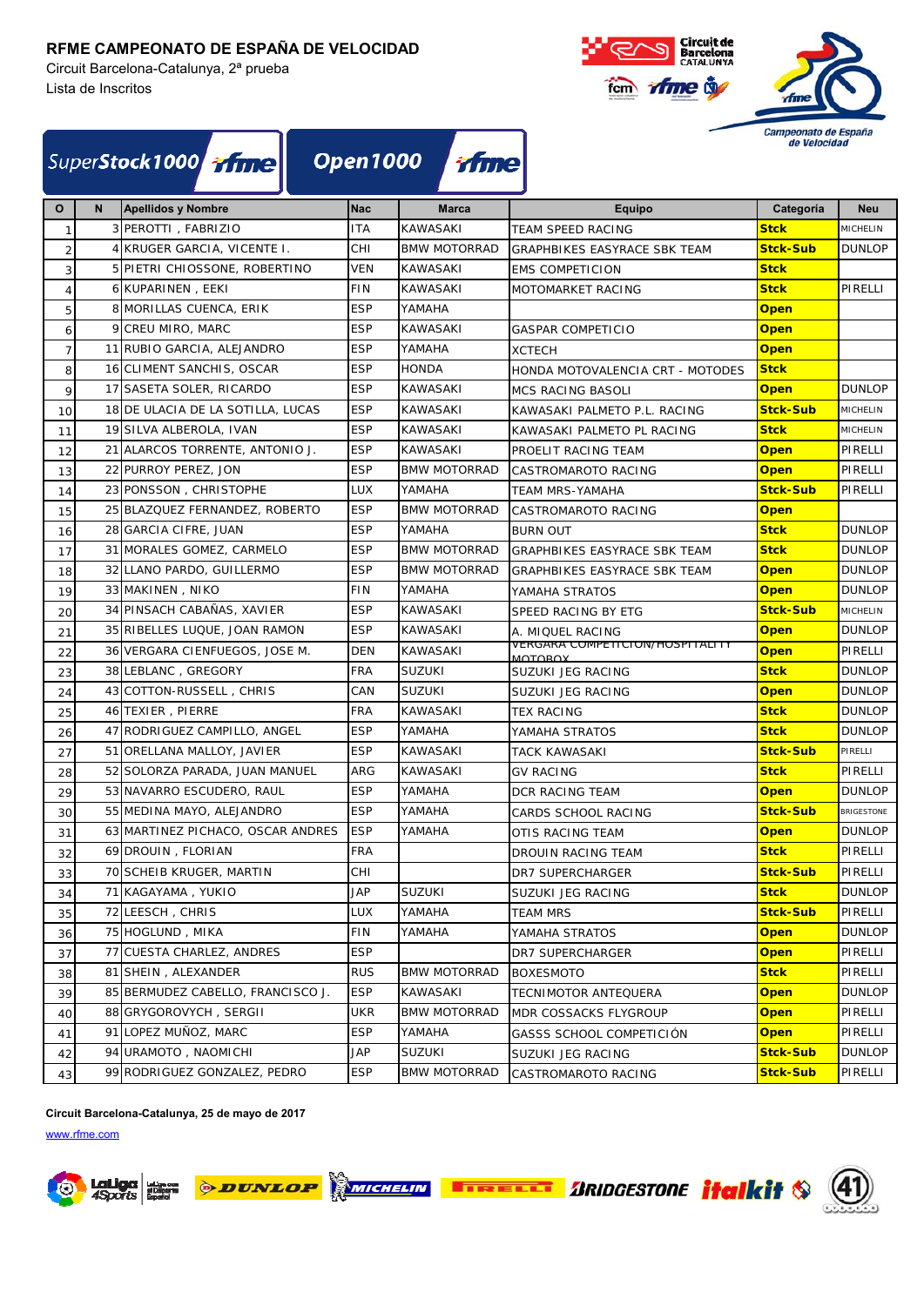**RFME CAMPEONATO DE ESPAÑA DE VELOCIDAD**

Circuit Barcelona-Catalunya, 2ª prueba

Lista de Inscritos

SuperStock1000 rfme | Open1000 rfme

| O | N | Apellidos y Nombre | Nac | Marca | Equipo | Categoría | Neu |
|---|---|---|---|---|---|---|---|
| 1 | 3 | PEROTTI , FABRIZIO | ITA | KAWASAKI | TEAM SPEED RACING | Stck | MICHELIN |
| 2 | 4 | KRUGER GARCIA, VICENTE I. | CHI | BMW MOTORRAD | GRAPHBIKES EASYRACE SBK TEAM | Stck-Sub | DUNLOP |
| 3 | 5 | PIETRI CHIOSSONE, ROBERTINO | VEN | KAWASAKI | EMS COMPETICION | Stck | |
| 4 | 6 | KUPARINEN , EEKI | FIN | KAWASAKI | MOTOMARKET RACING | Stck | PIRELLI |
| 5 | 8 | MORILLAS CUENCA, ERIK | ESP | YAMAHA | | Open | |
| 6 | 9 | CREU MIRO, MARC | ESP | KAWASAKI | GASPAR COMPETICIO | Open | |
| 7 | 11 | RUBIO GARCIA, ALEJANDRO | ESP | YAMAHA | XCTECH | Open | |
| 8 | 16 | CLIMENT SANCHIS, OSCAR | ESP | HONDA | HONDA MOTOVALENCIA CRT - MOTODES | Stck | |
| 9 | 17 | SASETA SOLER, RICARDO | ESP | KAWASAKI | MCS RACING BASOLI | Open | DUNLOP |
| 10 | 18 | DE ULACIA DE LA SOTILLA, LUCAS | ESP | KAWASAKI | KAWASAKI PALMETO P.L. RACING | Stck-Sub | MICHELIN |
| 11 | 19 | SILVA ALBEROLA, IVAN | ESP | KAWASAKI | KAWASAKI PALMETO PL RACING | Stck | MICHELIN |
| 12 | 21 | ALARCOS TORRENTE, ANTONIO J. | ESP | KAWASAKI | PROELIT RACING TEAM | Open | PIRELLI |
| 13 | 22 | PURROY PEREZ, JON | ESP | BMW MOTORRAD | CASTROMAROTO RACING | Open | PIRELLI |
| 14 | 23 | PONSSON , CHRISTOPHE | LUX | YAMAHA | TEAM MRS-YAMAHA | Stck-Sub | PIRELLI |
| 15 | 25 | BLAZQUEZ FERNANDEZ, ROBERTO | ESP | BMW MOTORRAD | CASTROMAROTO RACING | Open | |
| 16 | 28 | GARCIA CIFRE, JUAN | ESP | YAMAHA | BURN OUT | Stck | DUNLOP |
| 17 | 31 | MORALES GOMEZ, CARMELO | ESP | BMW MOTORRAD | GRAPHBIKES EASYRACE SBK TEAM | Stck | DUNLOP |
| 18 | 32 | LLANO PARDO, GUILLERMO | ESP | BMW MOTORRAD | GRAPHBIKES EASYRACE SBK TEAM | Open | DUNLOP |
| 19 | 33 | MAKINEN , NIKO | FIN | YAMAHA | YAMAHA STRATOS | Open | DUNLOP |
| 20 | 34 | PINSACH CABAÑAS, XAVIER | ESP | KAWASAKI | SPEED RACING BY ETG | Stck-Sub | MICHELIN |
| 21 | 35 | RIBELLES LUQUE, JOAN RAMON | ESP | KAWASAKI | A. MIQUEL RACING | Open | DUNLOP |
| 22 | 36 | VERGARA CIENFUEGOS, JOSE M. | DEN | KAWASAKI | VERGARA COMPETICION/HOSPITALITY MOTOBOX | Open | PIRELLI |
| 23 | 38 | LEBLANC , GREGORY | FRA | SUZUKI | SUZUKI JEG RACING | Stck | DUNLOP |
| 24 | 43 | COTTON-RUSSELL , CHRIS | CAN | SUZUKI | SUZUKI JEG RACING | Open | DUNLOP |
| 25 | 46 | TEXIER , PIERRE | FRA | KAWASAKI | TEX RACING | Stck | DUNLOP |
| 26 | 47 | RODRIGUEZ CAMPILLO, ANGEL | ESP | YAMAHA | YAMAHA STRATOS | Stck | DUNLOP |
| 27 | 51 | ORELLANA MALLOY, JAVIER | ESP | KAWASAKI | TACK KAWASAKI | Stck-Sub | PIRELLI |
| 28 | 52 | SOLORZA PARADA, JUAN MANUEL | ARG | KAWASAKI | GV RACING | Stck | PIRELLI |
| 29 | 53 | NAVARRO ESCUDERO, RAUL | ESP | YAMAHA | DCR RACING TEAM | Open | DUNLOP |
| 30 | 55 | MEDINA MAYO, ALEJANDRO | ESP | YAMAHA | CARDS SCHOOL RACING | Stck-Sub | BRIGESTONE |
| 31 | 63 | MARTINEZ PICHACO, OSCAR ANDRES | ESP | YAMAHA | OTIS RACING TEAM | Open | DUNLOP |
| 32 | 69 | DROUIN , FLORIAN | FRA | | DROUIN RACING TEAM | Stck | PIRELLI |
| 33 | 70 | SCHEIB KRUGER, MARTIN | CHI | | DR7 SUPERCHARGER | Stck-Sub | PIRELLI |
| 34 | 71 | KAGAYAMA , YUKIO | JAP | SUZUKI | SUZUKI JEG RACING | Stck | DUNLOP |
| 35 | 72 | LEESCH , CHRIS | LUX | YAMAHA | TEAM MRS | Stck-Sub | PIRELLI |
| 36 | 75 | HOGLUND , MIKA | FIN | YAMAHA | YAMAHA STRATOS | Open | DUNLOP |
| 37 | 77 | CUESTA CHARLEZ, ANDRES | ESP | | DR7 SUPERCHARGER | Open | PIRELLI |
| 38 | 81 | SHEIN , ALEXANDER | RUS | BMW MOTORRAD | BOXESMOTO | Stck | PIRELLI |
| 39 | 85 | BERMUDEZ CABELLO, FRANCISCO J. | ESP | KAWASAKI | TECNIMOTOR ANTEQUERA | Open | DUNLOP |
| 40 | 88 | GRYGOROVYCH , SERGII | UKR | BMW MOTORRAD | MDR COSSACKS FLYGROUP | Open | PIRELLI |
| 41 | 91 | LOPEZ MUÑOZ, MARC | ESP | YAMAHA | GASSS SCHOOL COMPETICIÓN | Open | PIRELLI |
| 42 | 94 | URAMOTO , NAOMICHI | JAP | SUZUKI | SUZUKI JEG RACING | Stck-Sub | DUNLOP |
| 43 | 99 | RODRIGUEZ GONZALEZ, PEDRO | ESP | BMW MOTORRAD | CASTROMAROTO RACING | Stck-Sub | PIRELLI |

**Circuit Barcelona-Catalunya, 25 de mayo de 2017**

www.rfme.com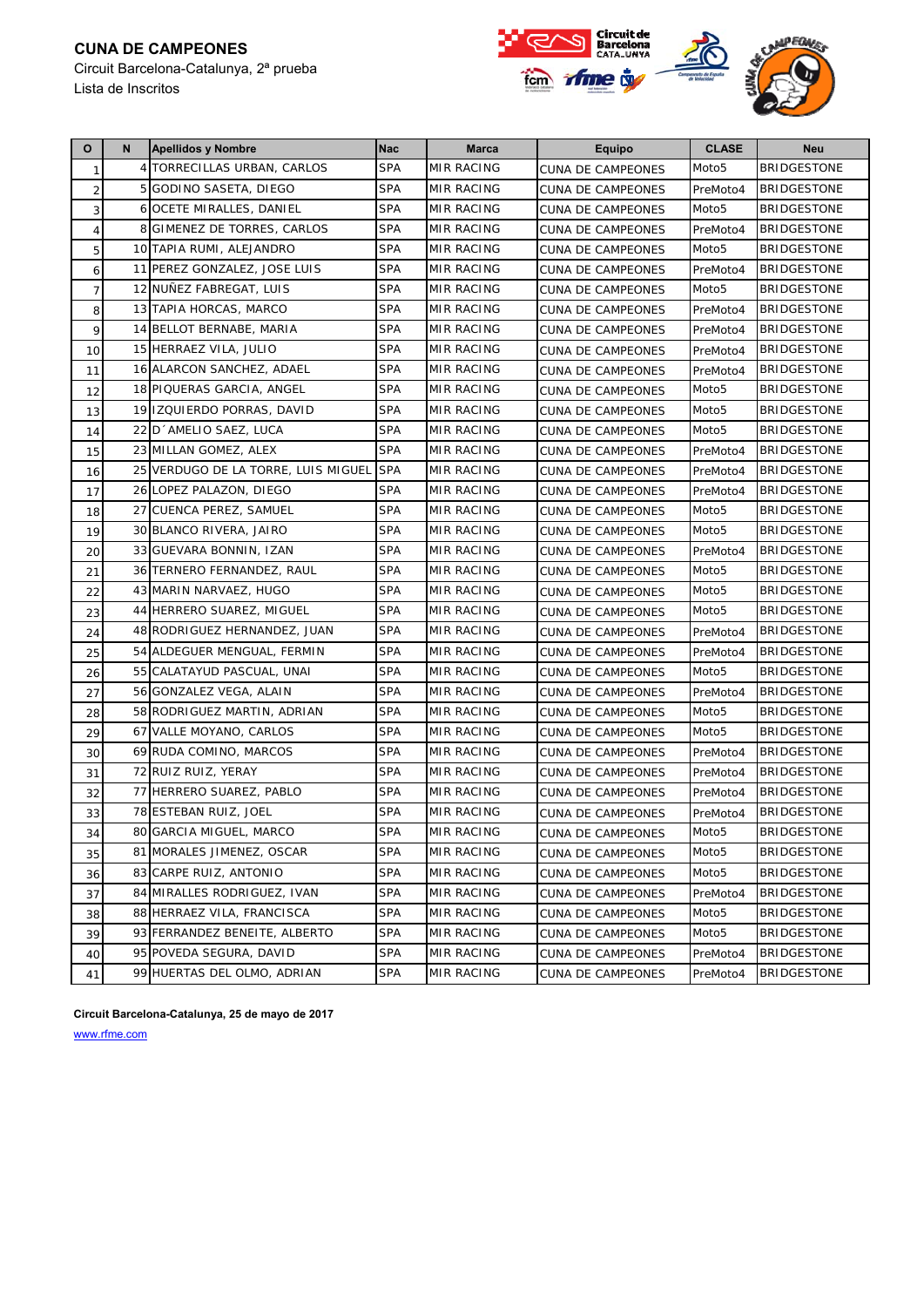**CUNA DE CAMPEONES**

Circuit Barcelona-Catalunya, 2ª prueba

Lista de Inscritos

| O | N | Apellidos y Nombre | Nac | Marca | Equipo | CLASE | Neu |
|---|---|---|---|---|---|---|---|
| 1 | 4 | TORRECILLAS URBAN, CARLOS | SPA | MIR RACING | CUNA DE CAMPEONES | Moto5 | BRIDGESTONE |
| 2 | 5 | GODINO SASETA, DIEGO | SPA | MIR RACING | CUNA DE CAMPEONES | PreMoto4 | BRIDGESTONE |
| 3 | 6 | OCETE MIRALLES, DANIEL | SPA | MIR RACING | CUNA DE CAMPEONES | Moto5 | BRIDGESTONE |
| 4 | 8 | GIMENEZ DE TORRES, CARLOS | SPA | MIR RACING | CUNA DE CAMPEONES | PreMoto4 | BRIDGESTONE |
| 5 | 10 | TAPIA RUMI, ALEJANDRO | SPA | MIR RACING | CUNA DE CAMPEONES | Moto5 | BRIDGESTONE |
| 6 | 11 | PEREZ GONZALEZ, JOSE LUIS | SPA | MIR RACING | CUNA DE CAMPEONES | PreMoto4 | BRIDGESTONE |
| 7 | 12 | NUÑEZ FABREGAT, LUIS | SPA | MIR RACING | CUNA DE CAMPEONES | Moto5 | BRIDGESTONE |
| 8 | 13 | TAPIA HORCAS, MARCO | SPA | MIR RACING | CUNA DE CAMPEONES | PreMoto4 | BRIDGESTONE |
| 9 | 14 | BELLOT BERNABE, MARIA | SPA | MIR RACING | CUNA DE CAMPEONES | PreMoto4 | BRIDGESTONE |
| 10 | 15 | HERRAEZ VILA, JULIO | SPA | MIR RACING | CUNA DE CAMPEONES | PreMoto4 | BRIDGESTONE |
| 11 | 16 | ALARCON SANCHEZ, ADAEL | SPA | MIR RACING | CUNA DE CAMPEONES | PreMoto4 | BRIDGESTONE |
| 12 | 18 | PIQUERAS GARCIA, ANGEL | SPA | MIR RACING | CUNA DE CAMPEONES | Moto5 | BRIDGESTONE |
| 13 | 19 | IZQUIERDO PORRAS, DAVID | SPA | MIR RACING | CUNA DE CAMPEONES | Moto5 | BRIDGESTONE |
| 14 | 22 | D´AMELIO SAEZ, LUCA | SPA | MIR RACING | CUNA DE CAMPEONES | Moto5 | BRIDGESTONE |
| 15 | 23 | MILLAN GOMEZ, ALEX | SPA | MIR RACING | CUNA DE CAMPEONES | PreMoto4 | BRIDGESTONE |
| 16 | 25 | VERDUGO DE LA TORRE, LUIS MIGUEL | SPA | MIR RACING | CUNA DE CAMPEONES | PreMoto4 | BRIDGESTONE |
| 17 | 26 | LOPEZ PALAZON, DIEGO | SPA | MIR RACING | CUNA DE CAMPEONES | PreMoto4 | BRIDGESTONE |
| 18 | 27 | CUENCA PEREZ, SAMUEL | SPA | MIR RACING | CUNA DE CAMPEONES | Moto5 | BRIDGESTONE |
| 19 | 30 | BLANCO RIVERA, JAIRO | SPA | MIR RACING | CUNA DE CAMPEONES | Moto5 | BRIDGESTONE |
| 20 | 33 | GUEVARA BONNIN, IZAN | SPA | MIR RACING | CUNA DE CAMPEONES | PreMoto4 | BRIDGESTONE |
| 21 | 36 | TERNERO FERNANDEZ, RAUL | SPA | MIR RACING | CUNA DE CAMPEONES | Moto5 | BRIDGESTONE |
| 22 | 43 | MARIN NARVAEZ, HUGO | SPA | MIR RACING | CUNA DE CAMPEONES | Moto5 | BRIDGESTONE |
| 23 | 44 | HERRERO SUAREZ, MIGUEL | SPA | MIR RACING | CUNA DE CAMPEONES | Moto5 | BRIDGESTONE |
| 24 | 48 | RODRIGUEZ HERNANDEZ, JUAN | SPA | MIR RACING | CUNA DE CAMPEONES | PreMoto4 | BRIDGESTONE |
| 25 | 54 | ALDEGUER MENGUAL, FERMIN | SPA | MIR RACING | CUNA DE CAMPEONES | PreMoto4 | BRIDGESTONE |
| 26 | 55 | CALATAYUD PASCUAL, UNAI | SPA | MIR RACING | CUNA DE CAMPEONES | Moto5 | BRIDGESTONE |
| 27 | 56 | GONZALEZ VEGA, ALAIN | SPA | MIR RACING | CUNA DE CAMPEONES | PreMoto4 | BRIDGESTONE |
| 28 | 58 | RODRIGUEZ MARTIN, ADRIAN | SPA | MIR RACING | CUNA DE CAMPEONES | Moto5 | BRIDGESTONE |
| 29 | 67 | VALLE MOYANO, CARLOS | SPA | MIR RACING | CUNA DE CAMPEONES | Moto5 | BRIDGESTONE |
| 30 | 69 | RUDA COMINO, MARCOS | SPA | MIR RACING | CUNA DE CAMPEONES | PreMoto4 | BRIDGESTONE |
| 31 | 72 | RUIZ RUIZ, YERAY | SPA | MIR RACING | CUNA DE CAMPEONES | PreMoto4 | BRIDGESTONE |
| 32 | 77 | HERRERO SUAREZ, PABLO | SPA | MIR RACING | CUNA DE CAMPEONES | PreMoto4 | BRIDGESTONE |
| 33 | 78 | ESTEBAN RUIZ, JOEL | SPA | MIR RACING | CUNA DE CAMPEONES | PreMoto4 | BRIDGESTONE |
| 34 | 80 | GARCIA MIGUEL, MARCO | SPA | MIR RACING | CUNA DE CAMPEONES | Moto5 | BRIDGESTONE |
| 35 | 81 | MORALES JIMENEZ, OSCAR | SPA | MIR RACING | CUNA DE CAMPEONES | Moto5 | BRIDGESTONE |
| 36 | 83 | CARPE RUIZ, ANTONIO | SPA | MIR RACING | CUNA DE CAMPEONES | Moto5 | BRIDGESTONE |
| 37 | 84 | MIRALLES RODRIGUEZ, IVAN | SPA | MIR RACING | CUNA DE CAMPEONES | PreMoto4 | BRIDGESTONE |
| 38 | 88 | HERRAEZ VILA, FRANCISCA | SPA | MIR RACING | CUNA DE CAMPEONES | Moto5 | BRIDGESTONE |
| 39 | 93 | FERRANDEZ BENEITE, ALBERTO | SPA | MIR RACING | CUNA DE CAMPEONES | Moto5 | BRIDGESTONE |
| 40 | 95 | POVEDA SEGURA, DAVID | SPA | MIR RACING | CUNA DE CAMPEONES | PreMoto4 | BRIDGESTONE |
| 41 | 99 | HUERTAS DEL OLMO, ADRIAN | SPA | MIR RACING | CUNA DE CAMPEONES | PreMoto4 | BRIDGESTONE |

**Circuit Barcelona-Catalunya, 25 de mayo de 2017**

www.rfme.com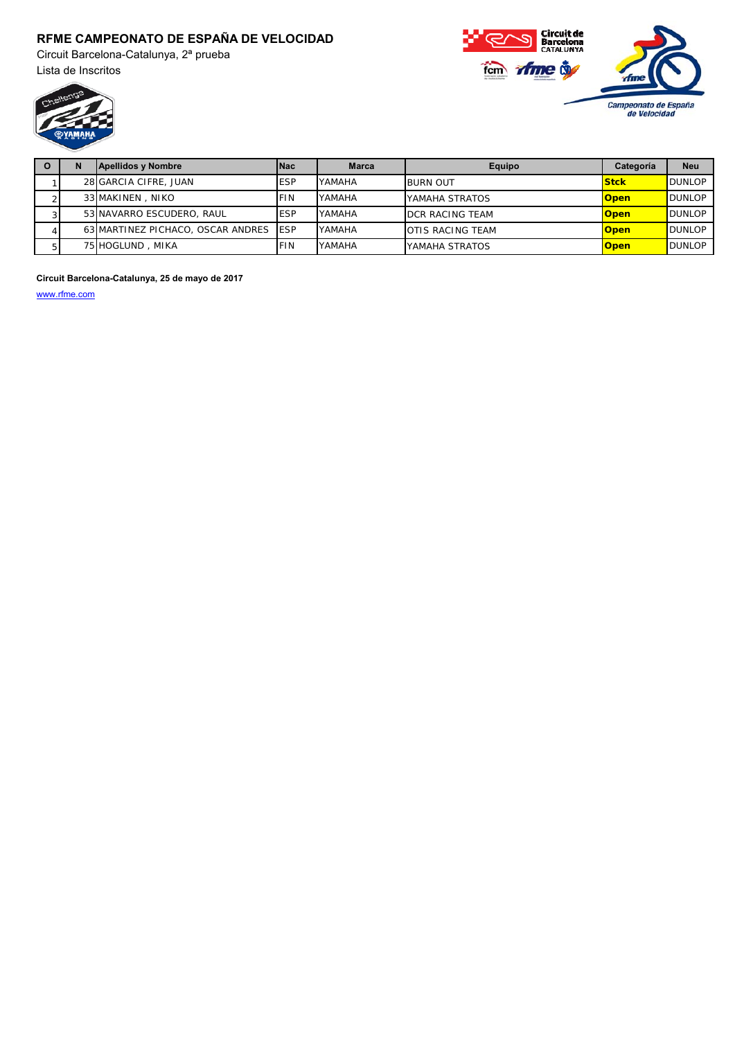# RFME CAMPEONATO DE ESPAÑA DE VELOCIDAD

Circuit Barcelona-Catalunya, 2ª prueba

Lista de Inscritos

| O | N | Apellidos y Nombre | Nac | Marca | Equipo | Categoría | Neu |
|---|---|---|---|---|---|---|---|
| 1 | 28 | GARCIA CIFRE, JUAN | ESP | YAMAHA | BURN OUT | **Stck** | DUNLOP |
| 2 | 33 | MAKINEN , NIKO | FIN | YAMAHA | YAMAHA STRATOS | **Open** | DUNLOP |
| 3 | 53 | NAVARRO ESCUDERO, RAUL | ESP | YAMAHA | DCR RACING TEAM | **Open** | DUNLOP |
| 4 | 63 | MARTINEZ PICHACO, OSCAR ANDRES | ESP | YAMAHA | OTIS RACING TEAM | **Open** | DUNLOP |
| 5 | 75 | HOGLUND , MIKA | FIN | YAMAHA | YAMAHA STRATOS | **Open** | DUNLOP |

**Circuit Barcelona-Catalunya, 25 de mayo de 2017**

www.rfme.com